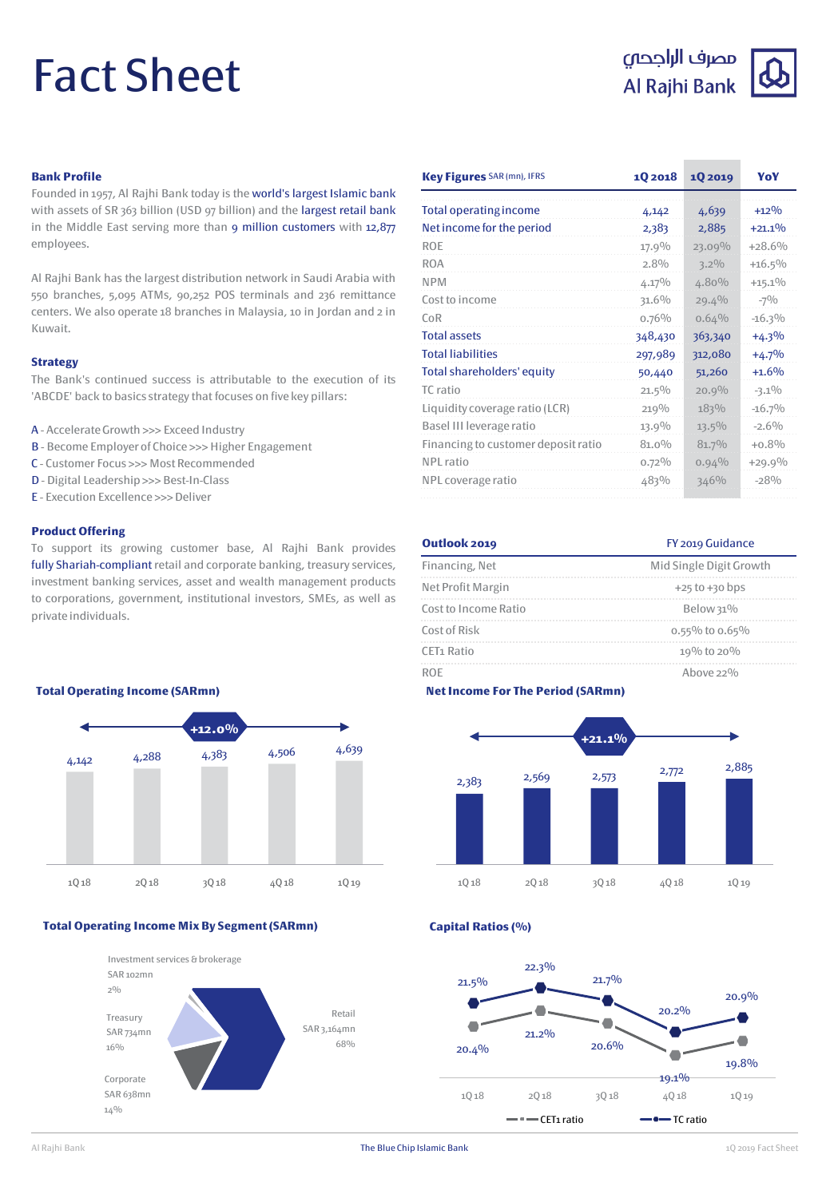# Fact Sheet

مصرف الراجحي
Al Rajhi Bank

## Bank Profile

Founded in 1957, Al Rajhi Bank today is the world's largest Islamic bank with assets of SR 363 billion (USD 97 billion) and the largest retail bank in the Middle East serving more than 9 million customers with 12,877 employees.

Al Rajhi Bank has the largest distribution network in Saudi Arabia with 550 branches, 5,095 ATMs, 90,252 POS terminals and 236 remittance centers. We also operate 18 branches in Malaysia, 10 in Jordan and 2 in Kuwait.

## Strategy

The Bank's continued success is attributable to the execution of its 'ABCDE' back to basics strategy that focuses on five key pillars:

A - Accelerate Growth >>> Exceed Industry
B - Become Employer of Choice >>> Higher Engagement
C - Customer Focus >>> Most Recommended
D - Digital Leadership >>> Best-In-Class
E - Execution Excellence >>> Deliver

## Product Offering

To support its growing customer base, Al Rajhi Bank provides fully Shariah-compliant retail and corporate banking, treasury services, investment banking services, asset and wealth management products to corporations, government, institutional investors, SMEs, as well as private individuals.

## Key Figures SAR (mn), IFRS

| | 1Q 2018 | 1Q 2019 | YoY |
|---|---|---|---|
| Total operating income | 4,142 | 4,639 | +12% |
| Net income for the period | 2,383 | 2,885 | +21.1% |
| ROE | 17.9% | 23.09% | +28.6% |
| ROA | 2.8% | 3.2% | +16.5% |
| NPM | 4.17% | 4.80% | +15.1% |
| Cost to income | 31.6% | 29.4% | -7% |
| CoR | 0.76% | 0.64% | -16.3% |
| Total assets | 348,430 | 363,340 | +4.3% |
| Total liabilities | 297,989 | 312,080 | +4.7% |
| Total shareholders' equity | 50,440 | 51,260 | +1.6% |
| TC ratio | 21.5% | 20.9% | -3.1% |
| Liquidity coverage ratio (LCR) | 219% | 183% | -16.7% |
| Basel III leverage ratio | 13.9% | 13.5% | -2.6% |
| Financing to customer deposit ratio | 81.0% | 81.7% | +0.8% |
| NPL ratio | 0.72% | 0.94% | +29.9% |
| NPL coverage ratio | 483% | 346% | -28% |

## Outlook 2019

| Outlook 2019 | FY 2019 Guidance |
|---|---|
| Financing, Net | Mid Single Digit Growth |
| Net Profit Margin | +25 to +30 bps |
| Cost to Income Ratio | Below 31% |
| Cost of Risk | 0.55% to 0.65% |
| CET1 Ratio | 19% to 20% |
| ROE | Above 22% |

## Total Operating Income (SARmn)

+12.0%

| 1Q 18 | 2Q 18 | 3Q 18 | 4Q 18 | 1Q 19 |
|---|---|---|---|---|
| 4,142 | 4,288 | 4,383 | 4,506 | 4,639 |

## Net Income For The Period (SARmn)

+21.1%

| 1Q 18 | 2Q 18 | 3Q 18 | 4Q 18 | 1Q 19 |
|---|---|---|---|---|
| 2,383 | 2,569 | 2,573 | 2,772 | 2,885 |

## Total Operating Income Mix By Segment (SARmn)

| Segment | SARmn | % |
|---|---|---|
| Retail | 3,164 | 68% |
| Treasury | 734 | 16% |
| Corporate | 638 | 14% |
| Investment services & brokerage | 102 | 2% |

## Capital Ratios (%)

| | 1Q 18 | 2Q 18 | 3Q 18 | 4Q 18 | 1Q 19 |
|---|---|---|---|---|---|
| TC ratio | 21.5% | 22.3% | 21.7% | 20.2% | 20.9% |
| CET1 ratio | 20.4% | 21.2% | 20.6% | 19.1% | 19.8% |

The Blue Chip Islamic Bank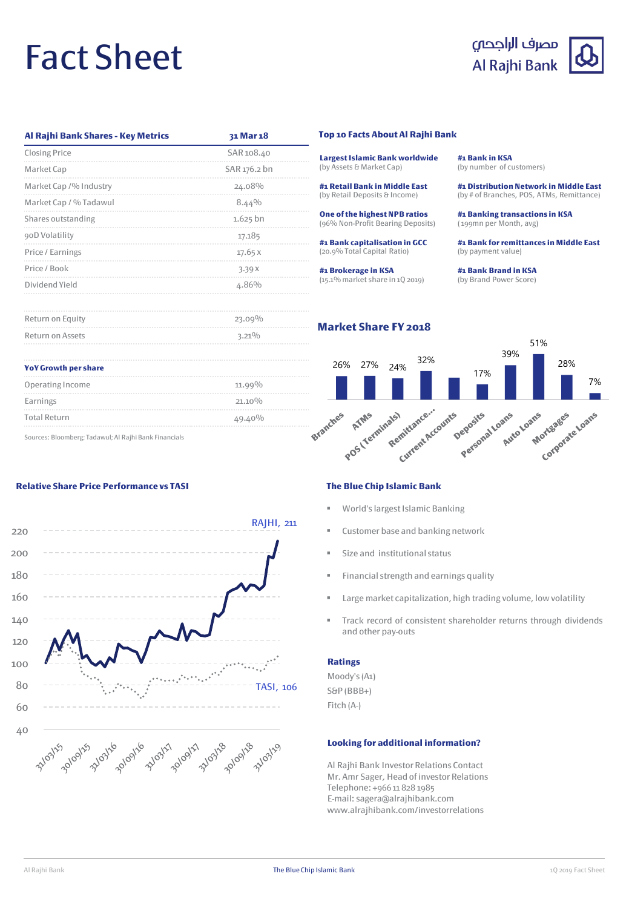# Fact Sheet

مصرف الراجحي
Al Rajhi Bank

| Al Rajhi Bank Shares - Key Metrics | 31 Mar 18 |
|---|---|
| Closing Price | SAR 108.40 |
| Market Cap | SAR 176.2 bn |
| Market Cap /% Industry | 24.08% |
| Market Cap / % Tadawul | 8.44% |
| Shares outstanding | 1.625 bn |
| 90D Volatility | 17.185 |
| Price / Earnings | 17.65 x |
| Price / Book | 3.39 x |
| Dividend Yield | 4.86% |
| | |
| Return on Equity | 23.09% |
| Return on Assets | 3.21% |
| **YoY Growth per share** | |
| Operating Income | 11.99% |
| Earnings | 21.10% |
| Total Return | 49.40% |

Sources: Bloomberg; Tadawul; Al Rajhi Bank Financials

## Top 10 Facts About Al Rajhi Bank

**Largest Islamic Bank worldwide**
(by Assets & Market Cap)

**#1 Bank in KSA**
(by number of customers)

**#1 Retail Bank in Middle East**
(by Retail Deposits & Income)

**#1 Distribution Network in Middle East**
(by # of Branches, POS, ATMs, Remittance)

**One of the highest NPB ratios**
(96% Non-Profit Bearing Deposits)

**#1 Banking transactions in KSA**
(199mn per Month, avg)

**#1 Bank capitalisation in GCC**
(20.9% Total Capital Ratio)

**#1 Bank for remittances in Middle East**
(by payment value)

**#1 Brokerage in KSA**
(15.1% market share in 1Q 2019)

**#1 Bank Brand in KSA**
(by Brand Power Score)

## Market Share FY 2018

26% 27% 24% 32% 17% 39% 51% 28% 7%

Branches, ATMs, POS (Terminals), Remittance..., Current Accounts, Deposits, Personal Loans, Auto Loans, Mortgages, Corporate Loans

## Relative Share Price Performance vs TASI

RAJHI, 211
TASI, 106

220, 200, 180, 160, 140, 120, 100, 80, 60, 40

31/03/15, 30/09/15, 31/03/16, 30/09/16, 31/03/17, 30/09/17, 31/03/18, 30/09/18, 31/03/19

## The Blue Chip Islamic Bank

- World's largest Islamic Banking
- Customer base and banking network
- Size and institutional status
- Financial strength and earnings quality
- Large market capitalization, high trading volume, low volatility
- Track record of consistent shareholder returns through dividends and other pay-outs

### Ratings

Moody's (A1)
S&P (BBB+)
Fitch (A-)

### Looking for additional information?

Al Rajhi Bank Investor Relations Contact
Mr. Amr Sager, Head of investor Relations
Telephone: +966 11 828 1985
E-mail: sagera@alrajhibank.com
www.alrajhibank.com/investorrelations